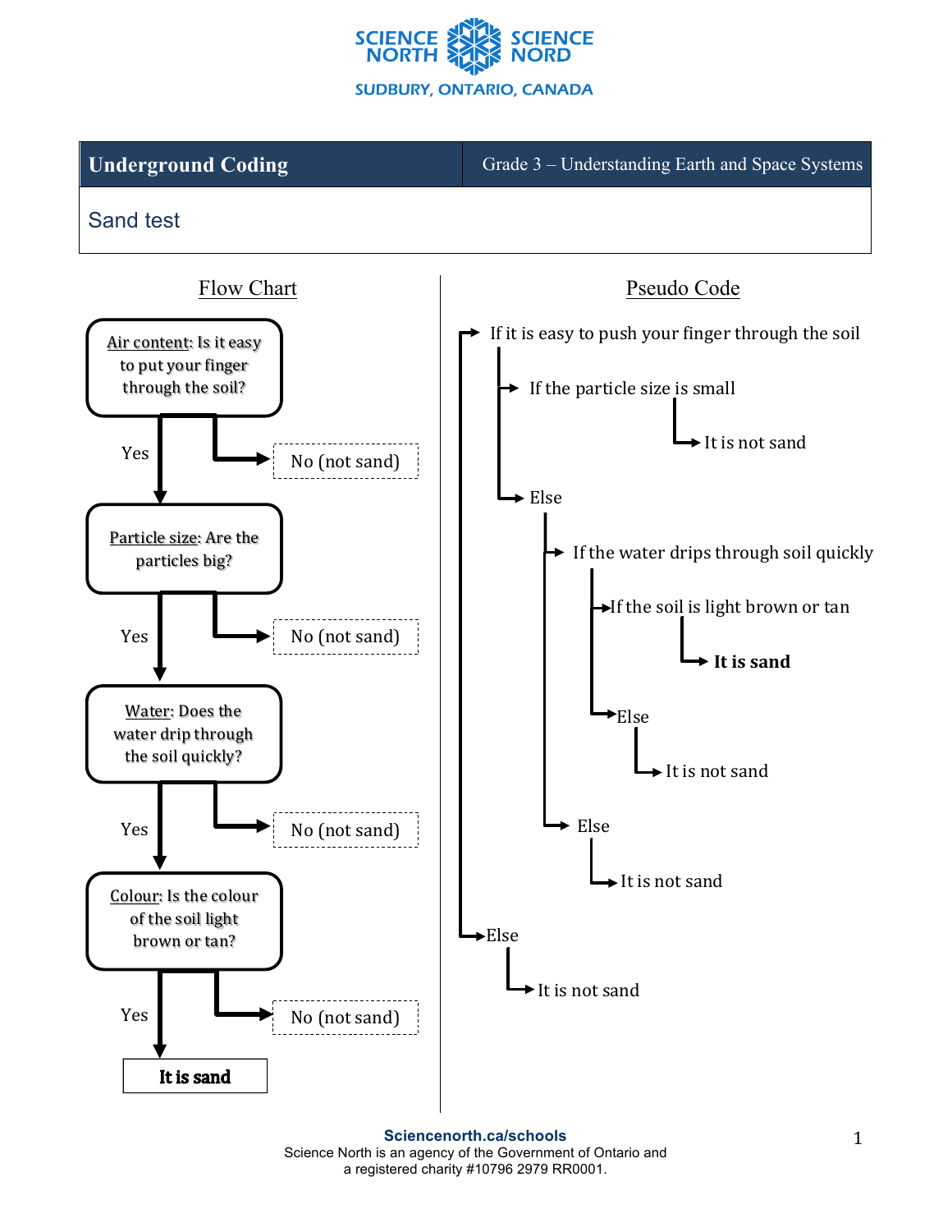SCIENCE NORTH | SCIENCE NORD

SUDBURY, ONTARIO, CANADA

| **Underground Coding** | Grade 3 – Understanding Earth and Space Systems |
|---|---|

## Sand test

### Flow Chart

**Air content**: Is it easy to put your finger through the soil?
- No (not sand)
- Yes ↓

**Particle size**: Are the particles big?
- No (not sand)
- Yes ↓

**Water**: Does the water drip through the soil quickly?
- No (not sand)
- Yes ↓

**Colour**: Is the colour of the soil light brown or tan?
- No (not sand)
- Yes ↓

**It is sand**

### Pseudo Code

```
If it is easy to push your finger through the soil
    If the particle size is small
        It is not sand
    Else
        If the water drips through soil quickly
            If the soil is light brown or tan
                It is sand
            Else
                It is not sand
        Else
            It is not sand
Else
    It is not sand
```

**Sciencenorth.ca/schools**
Science North is an agency of the Government of Ontario and a registered charity #10796 2979 RR0001.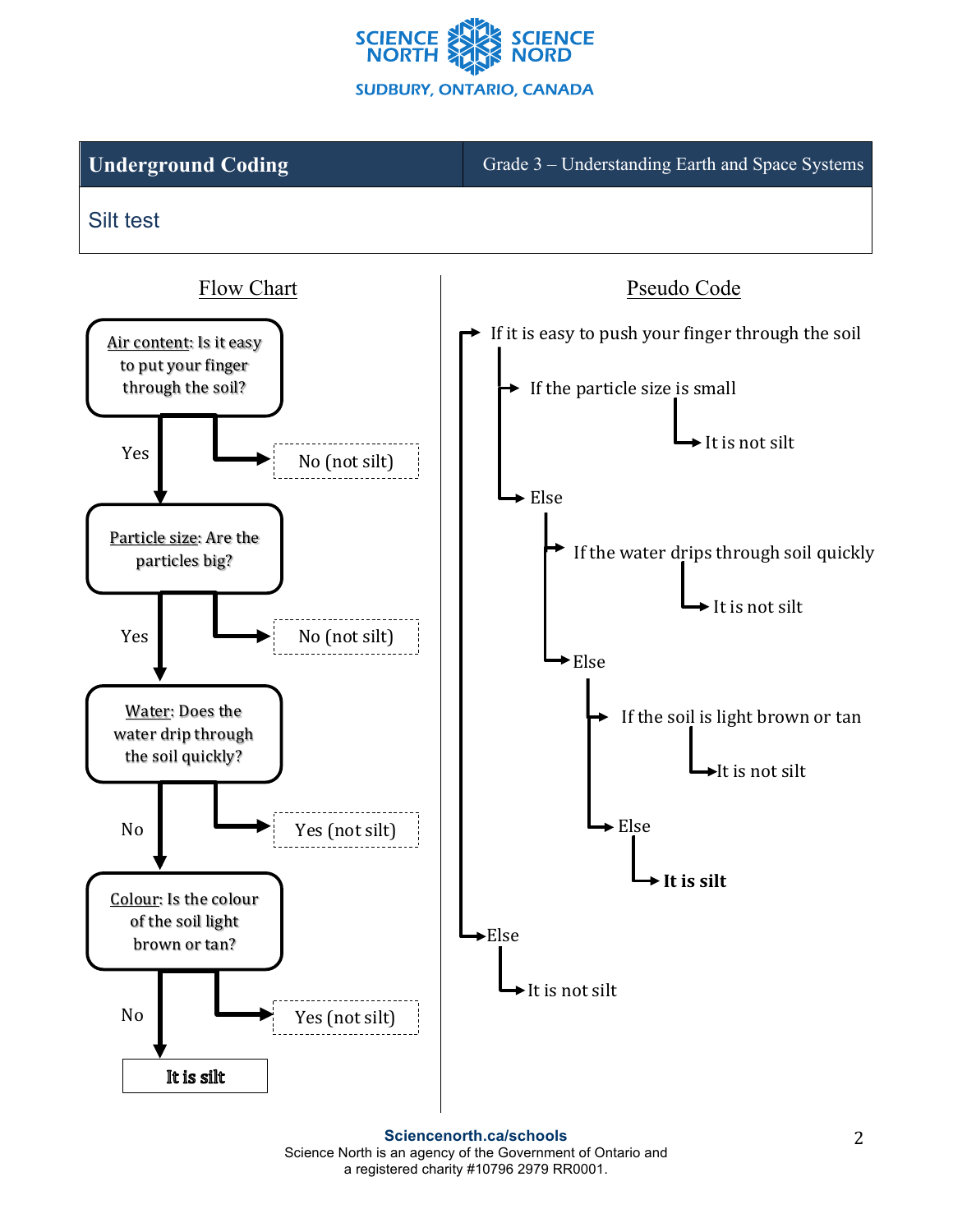| Underground Coding | Grade 3 – Understanding Earth and Space Systems |
|---|---|

## Silt test

### Flow Chart

**Air content**: Is it easy to put your finger through the soil?
- No (not silt)
- Yes ↓

**Particle size**: Are the particles big?
- No (not silt)
- Yes ↓

**Water**: Does the water drip through the soil quickly?
- Yes (not silt)
- No ↓

**Colour**: Is the colour of the soil light brown or tan?
- Yes (not silt)
- No ↓

**It is silt**

### Pseudo Code

```
If it is easy to push your finger through the soil
    If the particle size is small
        It is not silt
    Else
        If the water drips through soil quickly
            It is not silt
        Else
            If the soil is light brown or tan
                It is not silt
            Else
                It is silt
Else
    It is not silt
```

Sciencenorth.ca/schools

Science North is an agency of the Government of Ontario and a registered charity #10796 2979 RR0001.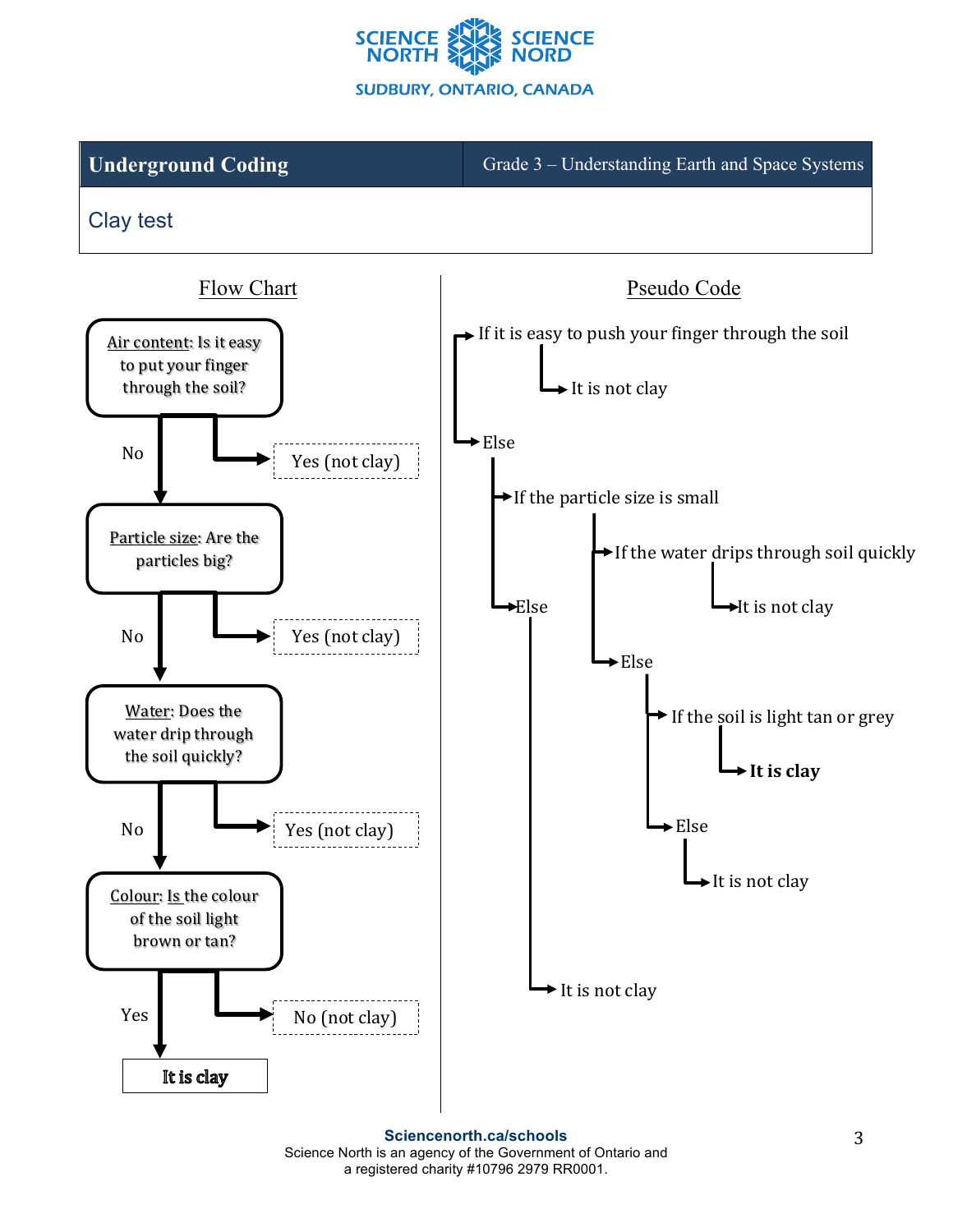**Underground Coding** | Grade 3 – Understanding Earth and Space Systems

## Clay test

### Flow Chart

**Air content**: Is it easy to put your finger through the soil?
- Yes (not clay)
- No →

**Particle size**: Are the particles big?
- Yes (not clay)
- No →

**Water**: Does the water drip through the soil quickly?
- Yes (not clay)
- No →

**Colour**: Is the colour of the soil light brown or tan?
- No (not clay)
- Yes →

**It is clay**

### Pseudo Code

```
If it is easy to push your finger through the soil
    It is not clay
Else
    If the particle size is small
        If the water drips through soil quickly
            It is not clay
        Else
            If the soil is light tan or grey
                It is clay
            Else
                It is not clay
    Else
        It is not clay
```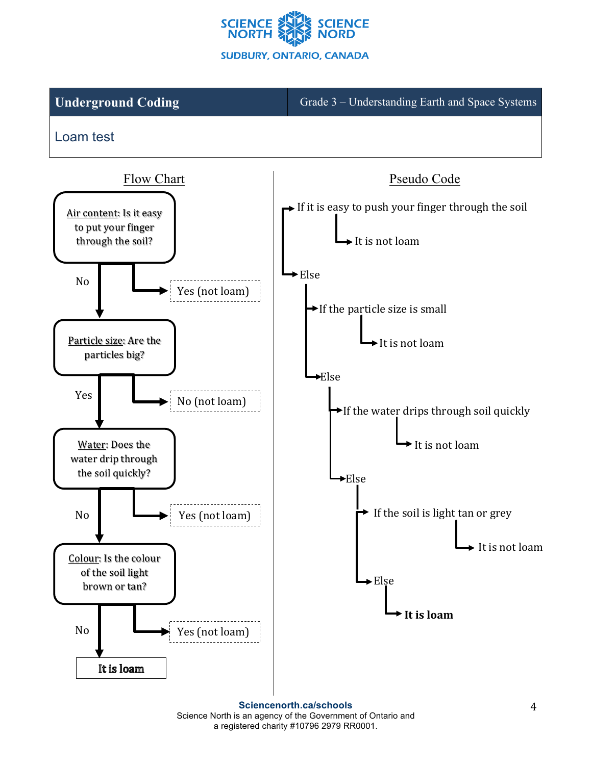# Underground Coding

Grade 3 – Understanding Earth and Space Systems

## Loam test

### Flow Chart

**Air content**: Is it easy to put your finger through the soil?
- Yes (not loam)
- No ↓

**Particle size**: Are the particles big?
- No (not loam)
- Yes ↓

**Water**: Does the water drip through the soil quickly?
- Yes (not loam)
- No ↓

**Colour**: Is the colour of the soil light brown or tan?
- Yes (not loam)
- No ↓

**It is loam**

### Pseudo Code

```
If it is easy to push your finger through the soil
    It is not loam
Else
    If the particle size is small
        It is not loam
    Else
        If the water drips through soil quickly
            It is not loam
        Else
            If the soil is light tan or grey
                It is not loam
            Else
                It is loam
```

**Sciencenorth.ca/schools**
Science North is an agency of the Government of Ontario and a registered charity #10796 2979 RR0001.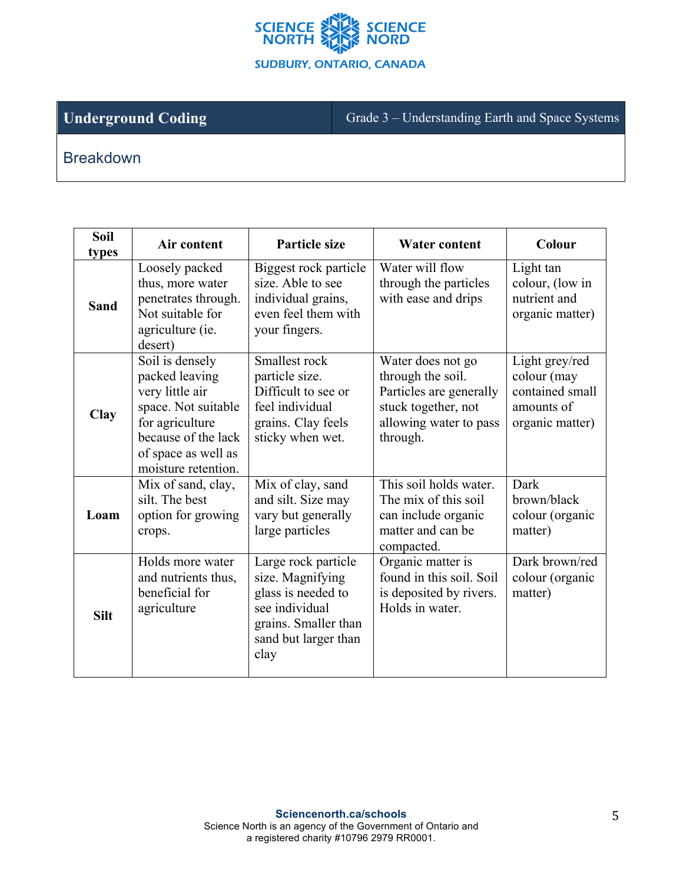| Underground Coding | Grade 3 – Understanding Earth and Space Systems |
|---|---|

## Breakdown

| Soil types | Air content | Particle size | Water content | Colour |
|---|---|---|---|---|
| **Sand** | Loosely packed thus, more water penetrates through. Not suitable for agriculture (ie. desert) | Biggest rock particle size. Able to see individual grains, even feel them with your fingers. | Water will flow through the particles with ease and drips | Light tan colour, (low in nutrient and organic matter) |
| **Clay** | Soil is densely packed leaving very little air space. Not suitable for agriculture because of the lack of space as well as moisture retention. | Smallest rock particle size. Difficult to see or feel individual grains. Clay feels sticky when wet. | Water does not go through the soil. Particles are generally stuck together, not allowing water to pass through. | Light grey/red colour (may contained small amounts of organic matter) |
| **Loam** | Mix of sand, clay, silt. The best option for growing crops. | Mix of clay, sand and silt. Size may vary but generally large particles | This soil holds water. The mix of this soil can include organic matter and can be compacted. | Dark brown/black colour (organic matter) |
| **Silt** | Holds more water and nutrients thus, beneficial for agriculture | Large rock particle size. Magnifying glass is needed to see individual grains. Smaller than sand but larger than clay | Organic matter is found in this soil. Soil is deposited by rivers. Holds in water. | Dark brown/red colour (organic matter) |